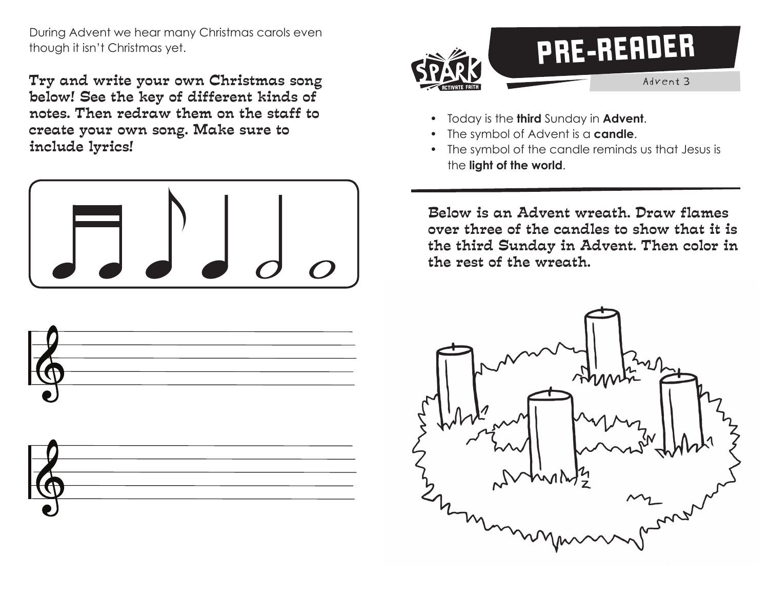During Advent we hear many Christmas carols even though it isn't Christmas yet.

**Try and write your own Christmas song below! See the key of different kinds of notes. Then redraw them on the staff to create your own song. Make sure to include lyrics!**

# PRE-READER

Advent 3

- Today is the **third** Sunday in **Advent**.
- The symbol of Advent is a **candle**.
- The symbol of the candle reminds us that Jesus is the **light of the world**.

**Below is an Advent wreath. Draw flames over three of the candles to show that it is the third Sunday in Advent. Then color in the rest of the wreath.**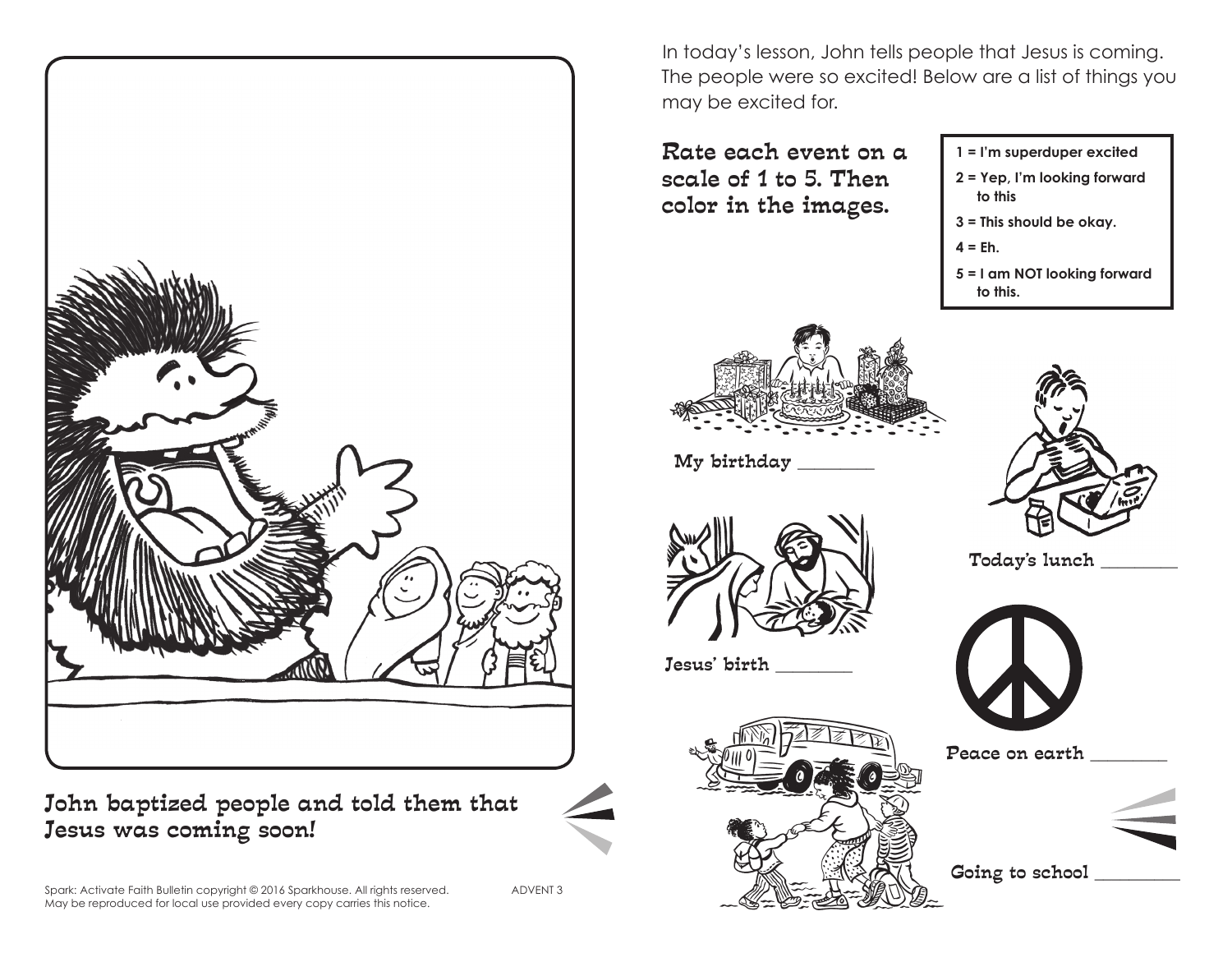John baptized people and told them that Jesus was coming soon!

Spark: Activate Faith Bulletin copyright © 2016 Sparkhouse. All rights reserved. May be reproduced for local use provided every copy carries this notice.

In today's lesson, John tells people that Jesus is coming. The people were so excited! Below are a list of things you may be excited for.

## Rate each event on a scale of 1 to 5. Then color in the images.

**1 = I'm superduper excited**

**2 = Yep, I'm looking forward to this**

**3 = This should be okay.**

**4 = Eh.**

**5 = I am NOT looking forward to this.**

My birthday ________

Today's lunch ________

Jesus' birth ________

Peace on earth ________

Going to school ________